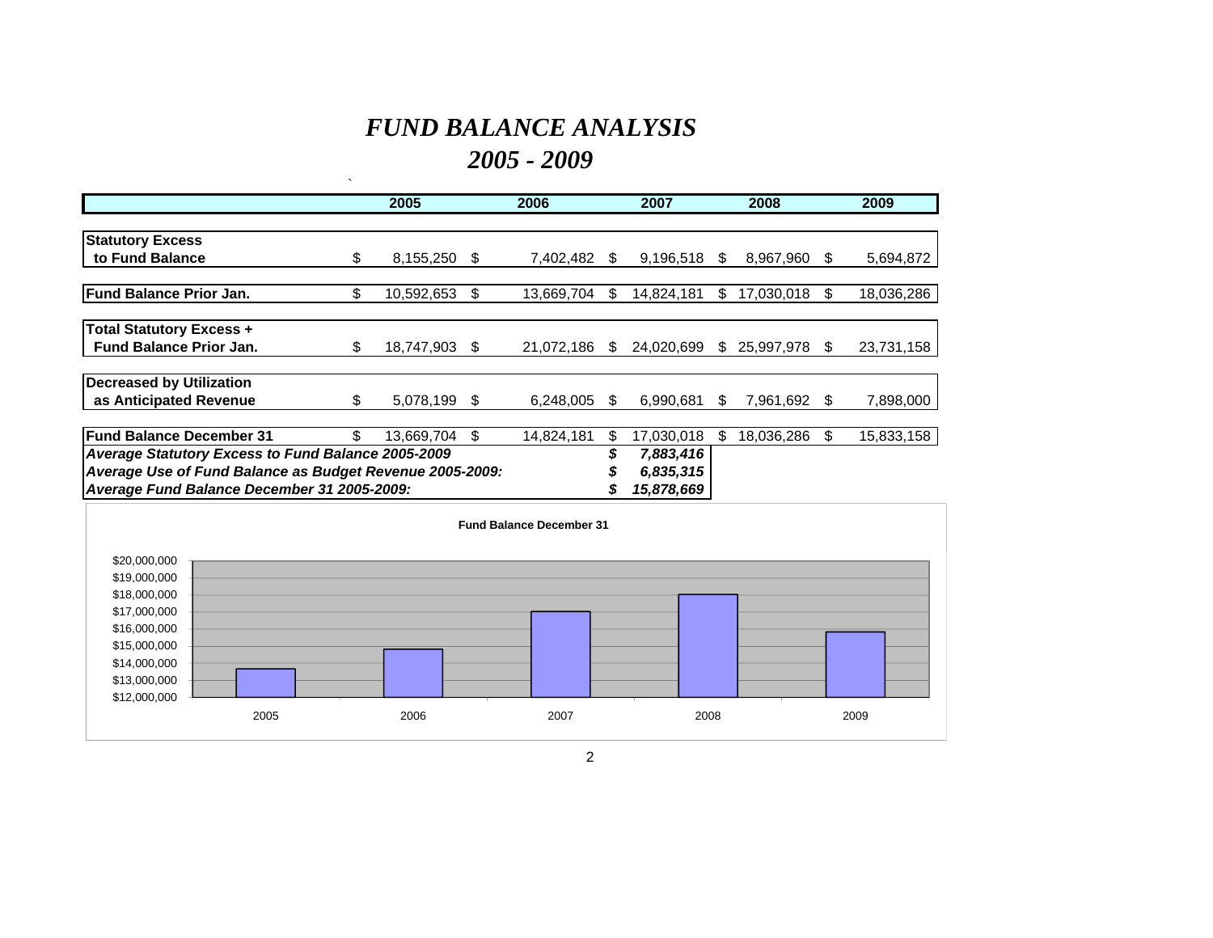# *FUND BALANCE ANALYSIS*
## *2005 - 2009*

| | 2005 | 2006 | 2007 | 2008 | 2009 |
|---|---|---|---|---|---|
| **Statutory Excess to Fund Balance** | $ 8,155,250 | $ 7,402,482 | $ 9,196,518 | $ 8,967,960 | $ 5,694,872 |
| **Fund Balance Prior Jan.** | $ 10,592,653 | $ 13,669,704 | $ 14,824,181 | $ 17,030,018 | $ 18,036,286 |
| **Total Statutory Excess + Fund Balance Prior Jan.** | $ 18,747,903 | $ 21,072,186 | $ 24,020,699 | $ 25,997,978 | $ 23,731,158 |
| **Decreased by Utilization as Anticipated Revenue** | $ 5,078,199 | $ 6,248,005 | $ 6,990,681 | $ 7,961,692 | $ 7,898,000 |
| **Fund Balance December 31** | $ 13,669,704 | $ 14,824,181 | $ 17,030,018 | $ 18,036,286 | $ 15,833,158 |

| | |
|---|---|
| ***Average Statutory Excess to Fund Balance 2005-2009*** | ***$ 7,883,416*** |
| ***Average Use of Fund Balance as Budget Revenue 2005-2009:*** | ***$ 6,835,315*** |
| ***Average Fund Balance December 31 2005-2009:*** | ***$ 15,878,669*** |

**Fund Balance December 31**

| Year | Fund Balance December 31 |
|---|---|
| 2005 | $13,669,704 |
| 2006 | $14,824,181 |
| 2007 | $17,030,018 |
| 2008 | $18,036,286 |
| 2009 | $15,833,158 |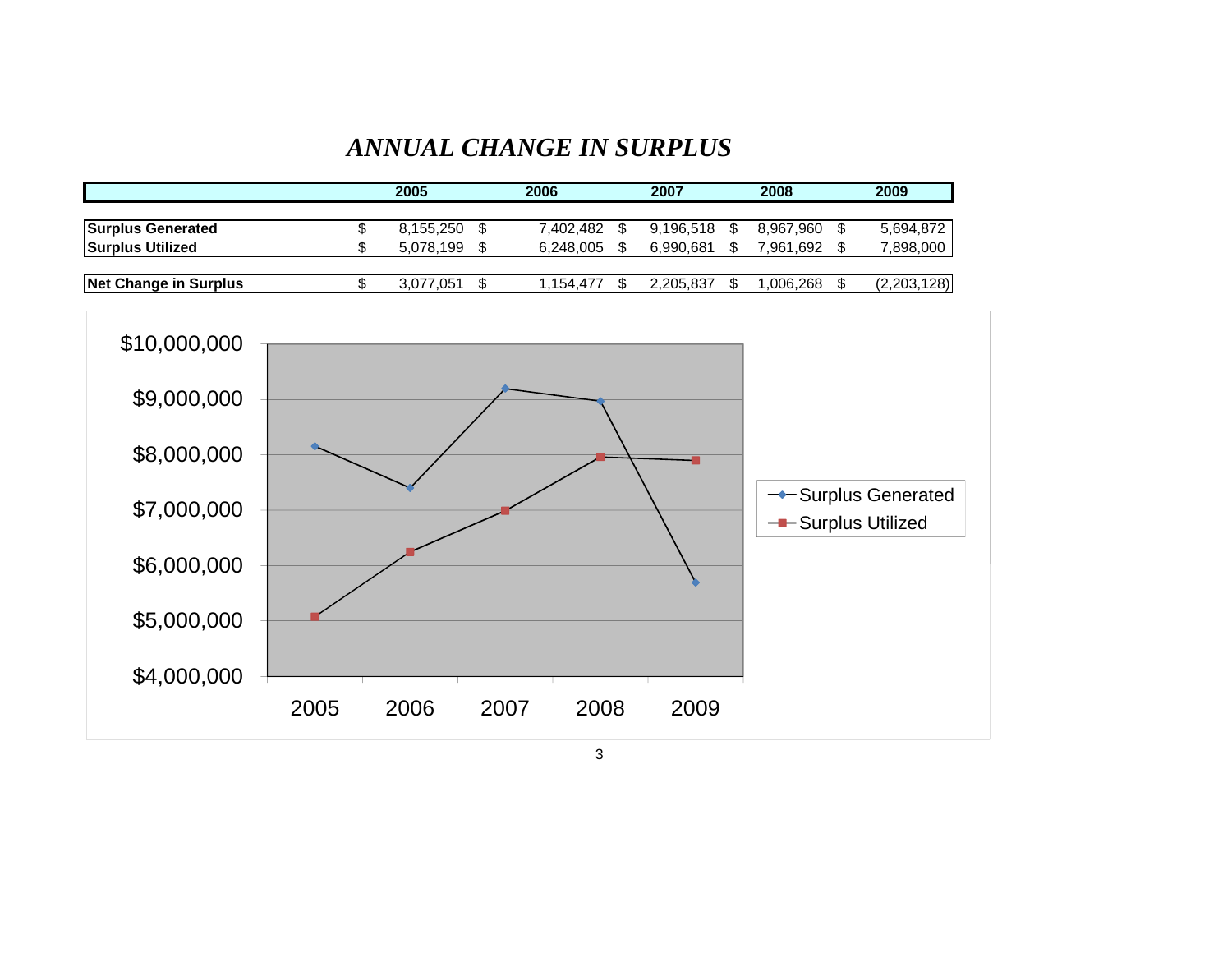# *ANNUAL CHANGE IN SURPLUS*

| | 2005 | 2006 | 2007 | 2008 | 2009 |
|---|---|---|---|---|---|
| **Surplus Generated** | $ 8,155,250 | $ 7,402,482 | $ 9,196,518 | $ 8,967,960 | $ 5,694,872 |
| **Surplus Utilized** | $ 5,078,199 | $ 6,248,005 | $ 6,990,681 | $ 7,961,692 | $ 7,898,000 |
| **Net Change in Surplus** | $ 3,077,051 | $ 1,154,477 | $ 2,205,837 | $ 1,006,268 | $ (2,203,128) |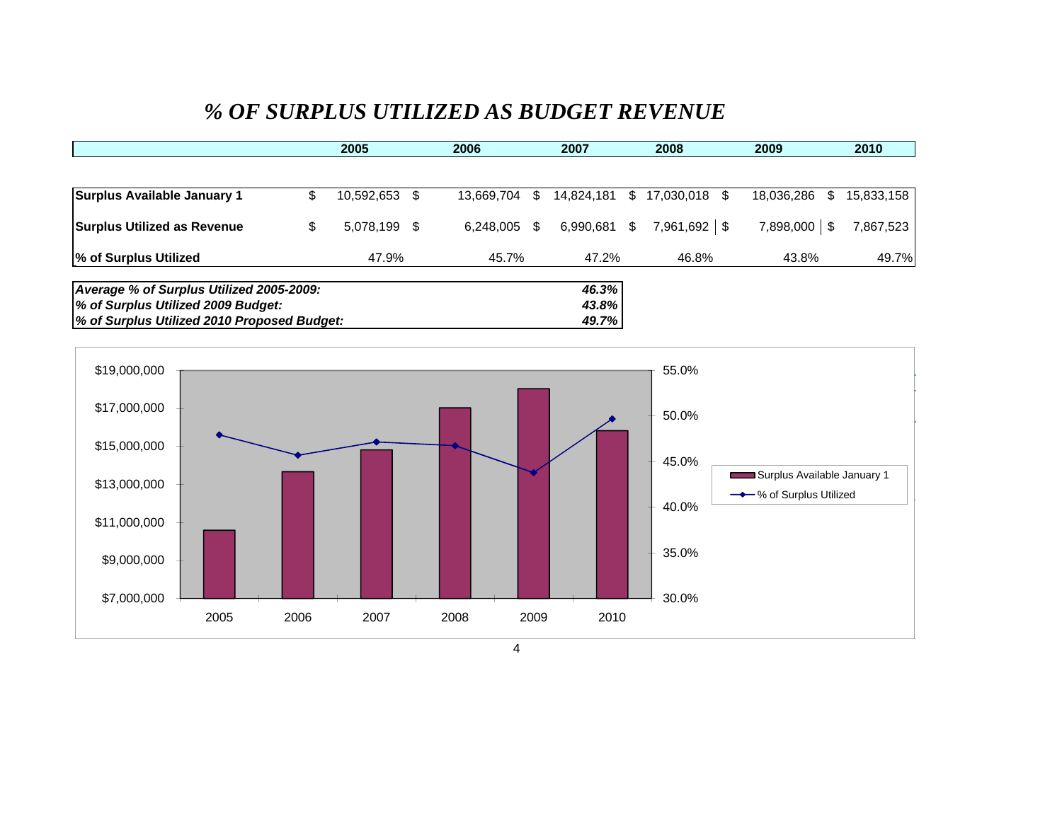# *% OF SURPLUS UTILIZED AS BUDGET REVENUE*

| | 2005 | 2006 | 2007 | 2008 | 2009 | 2010 |
|---|---|---|---|---|---|---|
| **Surplus Available January 1** | $ 10,592,653 | $ 13,669,704 | $ 14,824,181 | $ 17,030,018 | $ 18,036,286 | $ 15,833,158 |
| **Surplus Utilized as Revenue** | $ 5,078,199 | $ 6,248,005 | $ 6,990,681 | $ 7,961,692 | $ 7,898,000 | $ 7,867,523 |
| **% of Surplus Utilized** | 47.9% | 45.7% | 47.2% | 46.8% | 43.8% | 49.7% |

| | |
|---|---|
| ***Average % of Surplus Utilized 2005-2009:*** | ***46.3%*** |
| ***% of Surplus Utilized 2009 Budget:*** | ***43.8%*** |
| ***% of Surplus Utilized 2010 Proposed Budget:*** | ***49.7%*** |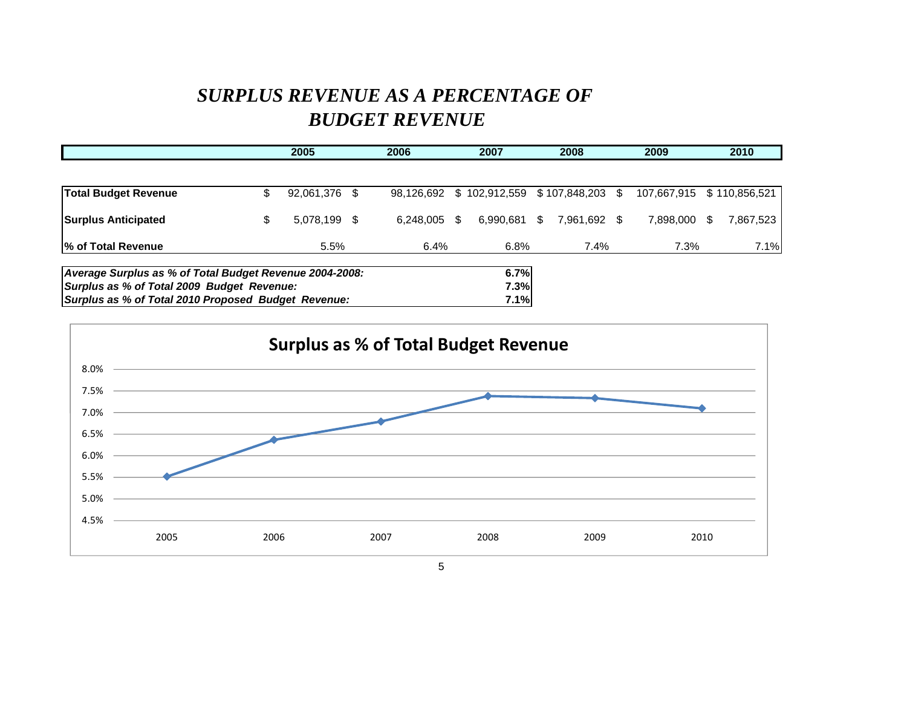# *SURPLUS REVENUE AS A PERCENTAGE OF BUDGET REVENUE*

| | 2005 | 2006 | 2007 | 2008 | 2009 | 2010 |
|---|---|---|---|---|---|---|
| **Total Budget Revenue** | $ 92,061,376 | $ 98,126,692 | $ 102,912,559 | $ 107,848,203 | $ 107,667,915 | $ 110,856,521 |
| **Surplus Anticipated** | $ 5,078,199 | $ 6,248,005 | $ 6,990,681 | $ 7,961,692 | $ 7,898,000 | $ 7,867,523 |
| **% of Total Revenue** | 5.5% | 6.4% | 6.8% | 7.4% | 7.3% | 7.1% |

| | |
|---|---|
| ***Average Surplus as % of Total Budget Revenue 2004-2008:*** | **6.7%** |
| ***Surplus as % of Total 2009 Budget Revenue:*** | **7.3%** |
| ***Surplus as % of Total 2010 Proposed Budget Revenue:*** | **7.1%** |

**Surplus as % of Total Budget Revenue**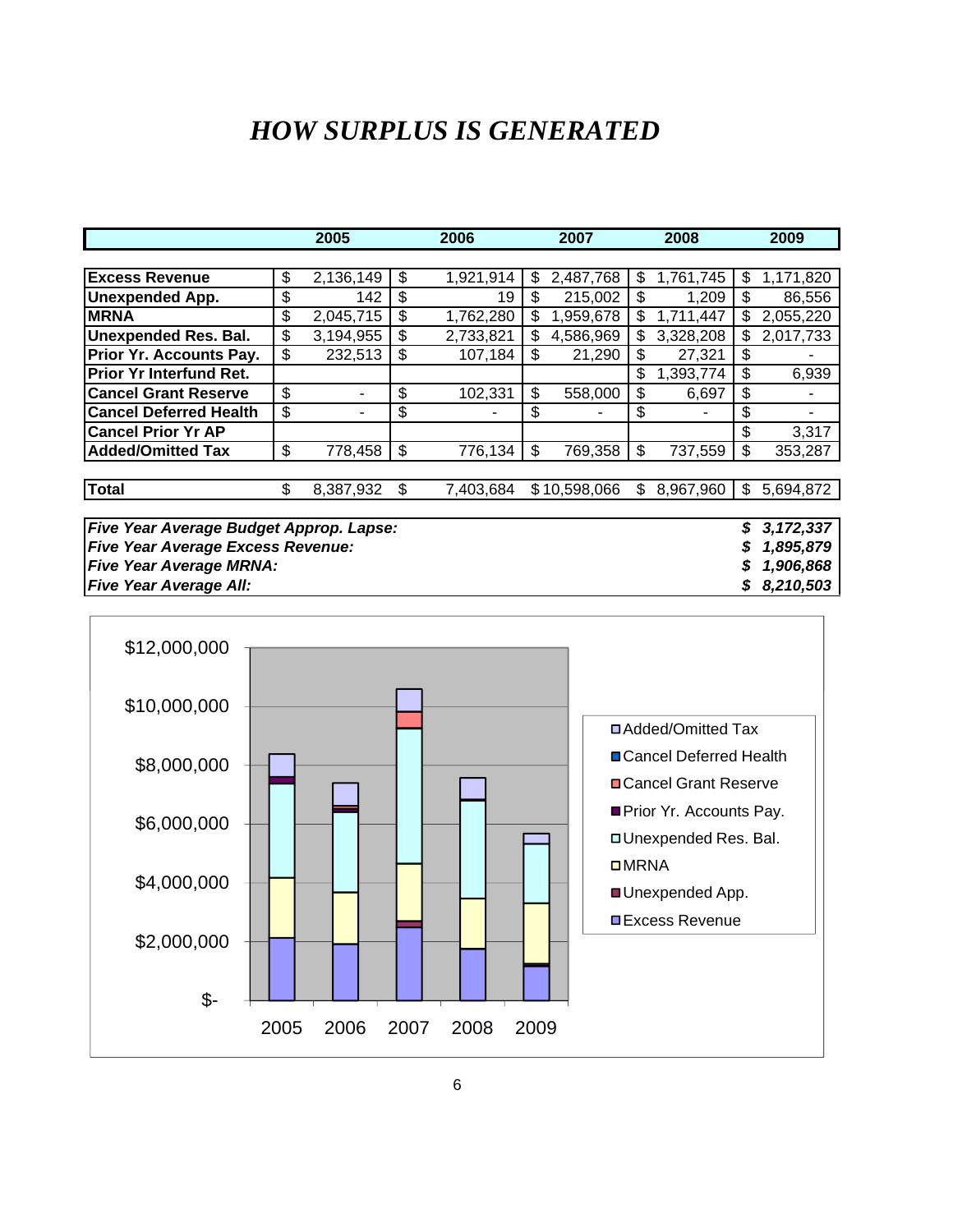# *HOW SURPLUS IS GENERATED*

| | 2005 | 2006 | 2007 | 2008 | 2009 |
|---|---|---|---|---|---|
| **Excess Revenue** | $ 2,136,149 | $ 1,921,914 | $ 2,487,768 | $ 1,761,745 | $ 1,171,820 |
| **Unexpended App.** | $ 142 | $ 19 | $ 215,002 | $ 1,209 | $ 86,556 |
| **MRNA** | $ 2,045,715 | $ 1,762,280 | $ 1,959,678 | $ 1,711,447 | $ 2,055,220 |
| **Unexpended Res. Bal.** | $ 3,194,955 | $ 2,733,821 | $ 4,586,969 | $ 3,328,208 | $ 2,017,733 |
| **Prior Yr. Accounts Pay.** | $ 232,513 | $ 107,184 | $ 21,290 | $ 27,321 | $ - |
| **Prior Yr Interfund Ret.** | | | | $ 1,393,774 | $ 6,939 |
| **Cancel Grant Reserve** | $ - | $ 102,331 | $ 558,000 | $ 6,697 | $ - |
| **Cancel Deferred Health** | $ - | $ - | $ - | $ - | $ - |
| **Cancel Prior Yr AP** | | | | | $ 3,317 |
| **Added/Omitted Tax** | $ 778,458 | $ 776,134 | $ 769,358 | $ 737,559 | $ 353,287 |
| **Total** | $ 8,387,932 | $ 7,403,684 | $ 10,598,066 | $ 8,967,960 | $ 5,694,872 |

| | |
|---|---|
| ***Five Year Average Budget Approp. Lapse:*** | ***$ 3,172,337*** |
| ***Five Year Average Excess Revenue:*** | ***$ 1,895,879*** |
| ***Five Year Average MRNA:*** | ***$ 1,906,868*** |
| ***Five Year Average All:*** | ***$ 8,210,503*** |

$12,000,000
$10,000,000
$8,000,000
$6,000,000
$4,000,000
$2,000,000
$-

2005 2006 2007 2008 2009

Added/Omitted Tax
Cancel Deferred Health
Cancel Grant Reserve
Prior Yr. Accounts Pay.
Unexpended Res. Bal.
MRNA
Unexpended App.
Excess Revenue